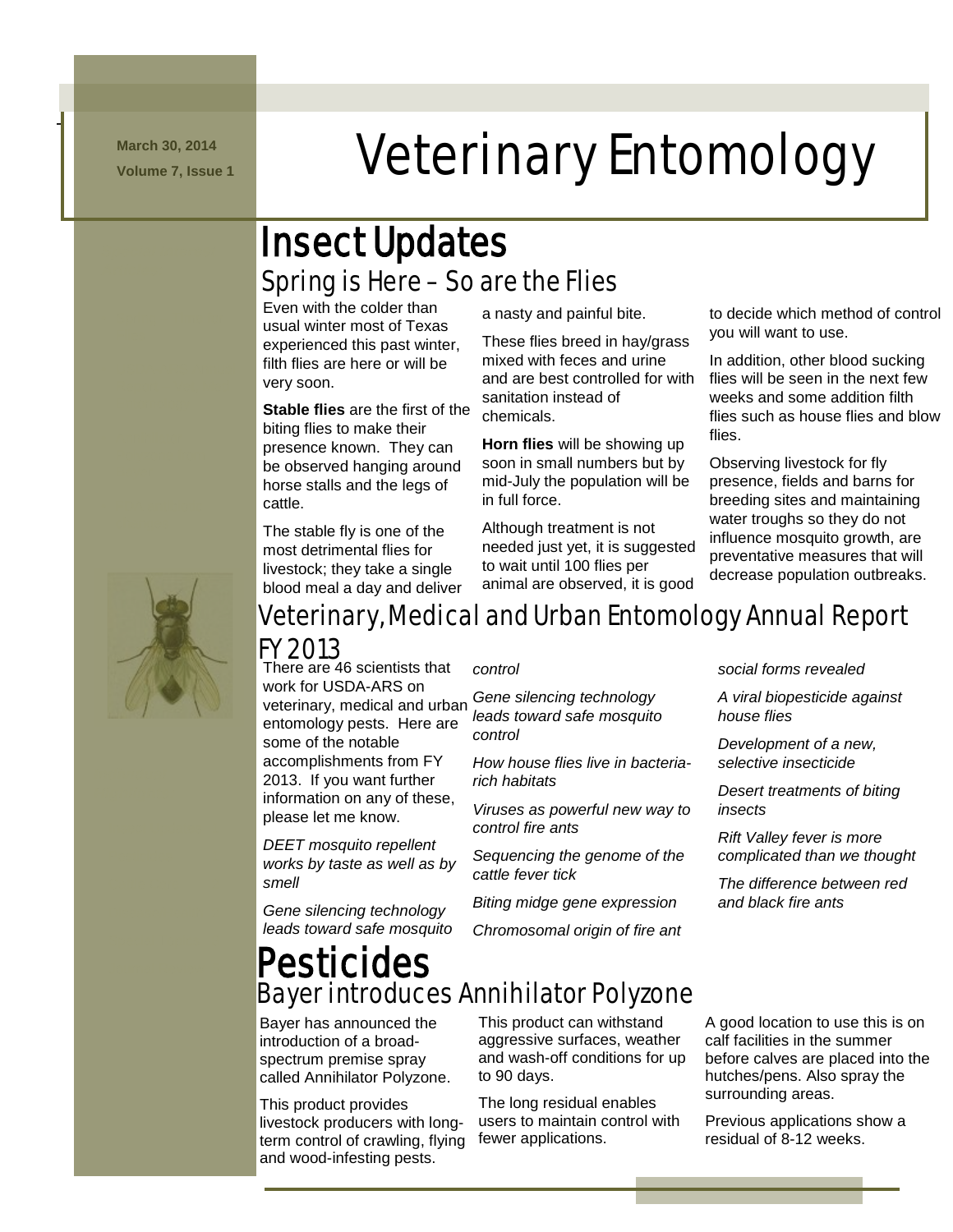March 30, 2014

Volume 7, Issue 1

# Veterinary Entomology

## Insect Updates

### Spring is Here – So are the Flies

Even with the colder than usual winter most of Texas experienced this past winter, filth flies are here or will be very soon.

**Stable flies** are the first of the biting flies to make their presence known. They can be observed hanging around horse stalls and the legs of cattle.

The stable fly is one of the most detrimental flies for livestock; they take a single blood meal a day and deliver a nasty and painful bite.

These flies breed in hay/grass mixed with feces and urine and are best controlled for with sanitation instead of chemicals.

**Horn flies** will be showing up soon in small numbers but by mid-July the population will be in full force.

Although treatment is not needed just yet, it is suggested to wait until 100 flies per animal are observed, it is good to decide which method of control you will want to use.

In addition, other blood sucking flies will be seen in the next few weeks and some addition filth flies such as house flies and blow flies.

Observing livestock for fly presence, fields and barns for breeding sites and maintaining water troughs so they do not influence mosquito growth, are preventative measures that will decrease population outbreaks.

### Veterinary, Medical and Urban Entomology Annual Report FY 2013

There are 46 scientists that work for USDA-ARS on veterinary, medical and urban entomology pests. Here are some of the notable accomplishments from FY 2013. If you want further information on any of these, please let me know.

*DEET mosquito repellent works by taste as well as by smell*

*Gene silencing technology leads toward safe mosquito control*

*Gene silencing technology leads toward safe mosquito control*

*How house flies live in bacteria-rich habitats*

*Viruses as powerful new way to control fire ants*

*Sequencing the genome of the cattle fever tick*

*Biting midge gene expression*

*Chromosomal origin of fire ant social forms revealed*

*A viral biopesticide against house flies*

*Development of a new, selective insecticide*

*Desert treatments of biting insects*

*Rift Valley fever is more complicated than we thought*

*The difference between red and black fire ants*

## Pesticides

### Bayer introduces Annihilator Polyzone

Bayer has announced the introduction of a broad-spectrum premise spray called Annihilator Polyzone.

This product provides livestock producers with long-term control of crawling, flying and wood-infesting pests.

This product can withstand aggressive surfaces, weather and wash-off conditions for up to 90 days.

The long residual enables users to maintain control with fewer applications.

A good location to use this is on calf facilities in the summer before calves are placed into the hutches/pens. Also spray the surrounding areas.

Previous applications show a residual of 8-12 weeks.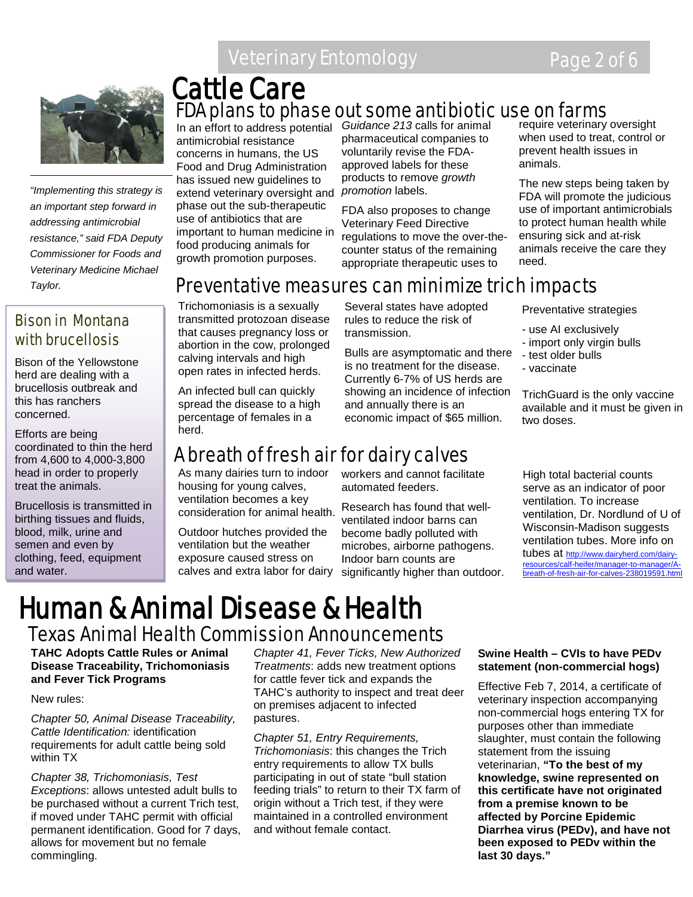# Cattle Care

## FDA plans to phase out some antibiotic use on farms

In an effort to address potential antimicrobial resistance concerns in humans, the US Food and Drug Administration has issued new guidelines to extend veterinary oversight and phase out the sub-therapeutic use of antibiotics that are important to human medicine in food producing animals for growth promotion purposes.

*Guidance 213* calls for animal pharmaceutical companies to voluntarily revise the FDA-approved labels for these products to remove *growth promotion* labels.

FDA also proposes to change Veterinary Feed Directive regulations to move the over-the-counter status of the remaining appropriate therapeutic uses to require veterinary oversight when used to treat, control or prevent health issues in animals.

The new steps being taken by FDA will promote the judicious use of important antimicrobials to protect human health while ensuring sick and at-risk animals receive the care they need.

*"Implementing this strategy is an important step forward in addressing antimicrobial resistance," said FDA Deputy Commissioner for Foods and Veterinary Medicine Michael Taylor.*

## Bison in Montana with brucellosis

Bison of the Yellowstone herd are dealing with a brucellosis outbreak and this has ranchers concerned.

Efforts are being coordinated to thin the herd from 4,600 to 4,000-3,800 head in order to properly treat the animals.

Brucellosis is transmitted in birthing tissues and fluids, blood, milk, urine and semen and even by clothing, feed, equipment and water.

## Preventative measures can minimize trich impacts

Trichomoniasis is a sexually transmitted protozoan disease that causes pregnancy loss or abortion in the cow, prolonged calving intervals and high open rates in infected herds.

An infected bull can quickly spread the disease to a high percentage of females in a herd.

Several states have adopted rules to reduce the risk of transmission.

Bulls are asymptomatic and there is no treatment for the disease. Currently 6-7% of US herds are showing an incidence of infection and annually there is an economic impact of $65 million.

Preventative strategies

- use AI exclusively
- import only virgin bulls
- test older bulls
- vaccinate

TrichGuard is the only vaccine available and it must be given in two doses.

## A breath of fresh air for dairy calves

As many dairies turn to indoor housing for young calves, ventilation becomes a key consideration for animal health.

Outdoor hutches provided the ventilation but the weather exposure caused stress on calves and extra labor for dairy workers and cannot facilitate automated feeders.

Research has found that well-ventilated indoor barns can become badly polluted with microbes, airborne pathogens. Indoor barn counts are significantly higher than outdoor.

High total bacterial counts serve as an indicator of poor ventilation. To increase ventilation, Dr. Nordlund of U of Wisconsin-Madison suggests ventilation tubes. More info on tubes at http://www.dairyherd.com/dairy-resources/calf-heifer/manager-to-manager/A-breath-of-fresh-air-for-calves-238019591.html

# Human & Animal Disease & Health

## Texas Animal Health Commission Announcements

**TAHC Adopts Cattle Rules or Animal Disease Traceability, Trichomoniasis and Fever Tick Programs**

New rules:

*Chapter 50, Animal Disease Traceability, Cattle Identification:* identification requirements for adult cattle being sold within TX

*Chapter 38, Trichomoniasis, Test Exceptions*: allows untested adult bulls to be purchased without a current Trich test, if moved under TAHC permit with official permanent identification. Good for 7 days, allows for movement but no female commingling.

*Chapter 41, Fever Ticks, New Authorized Treatments*: adds new treatment options for cattle fever tick and expands the TAHC's authority to inspect and treat deer on premises adjacent to infected pastures.

*Chapter 51, Entry Requirements, Trichomoniasis*: this changes the Trich entry requirements to allow TX bulls participating in out of state "bull station feeding trials" to return to their TX farm of origin without a Trich test, if they were maintained in a controlled environment and without female contact.

**Swine Health – CVIs to have PEDv statement (non-commercial hogs)**

Effective Feb 7, 2014, a certificate of veterinary inspection accompanying non-commercial hogs entering TX for purposes other than immediate slaughter, must contain the following statement from the issuing veterinarian, **"To the best of my knowledge, swine represented on this certificate have not originated from a premise known to be affected by Porcine Epidemic Diarrhea virus (PEDv), and have not been exposed to PEDv within the last 30 days."**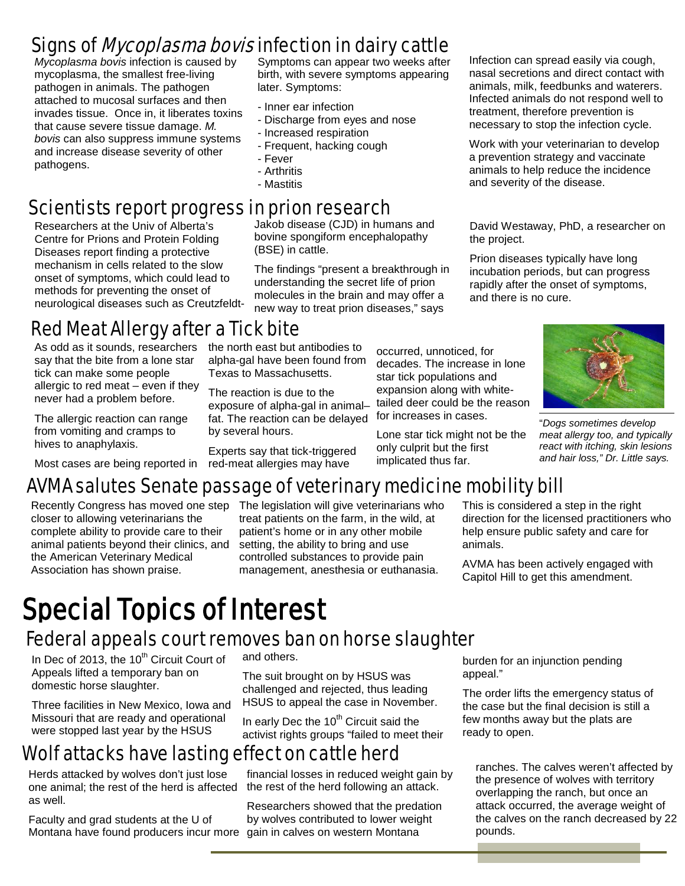## Signs of *Mycoplasma bovis* infection in dairy cattle

*Mycoplasma bovis* infection is caused by mycoplasma, the smallest free-living pathogen in animals. The pathogen attached to mucosal surfaces and then invades tissue. Once in, it liberates toxins that cause severe tissue damage. *M. bovis* can also suppress immune systems and increase disease severity of other pathogens.

Symptoms can appear two weeks after birth, with severe symptoms appearing later. Symptoms:

- Inner ear infection
- Discharge from eyes and nose
- Increased respiration
- Frequent, hacking cough
- Fever
- Arthritis
- Mastitis

Infection can spread easily via cough, nasal secretions and direct contact with animals, milk, feedbunks and waterers. Infected animals do not respond well to treatment, therefore prevention is necessary to stop the infection cycle.

Work with your veterinarian to develop a prevention strategy and vaccinate animals to help reduce the incidence and severity of the disease.

## Scientists report progress in prion research

Researchers at the Univ of Alberta's Centre for Prions and Protein Folding Diseases report finding a protective mechanism in cells related to the slow onset of symptoms, which could lead to methods for preventing the onset of neurological diseases such as Creutzfeldt-Jakob disease (CJD) in humans and bovine spongiform encephalopathy (BSE) in cattle.

The findings "present a breakthrough in understanding the secret life of prion molecules in the brain and may offer a new way to treat prion diseases," says David Westaway, PhD, a researcher on the project.

Prion diseases typically have long incubation periods, but can progress rapidly after the onset of symptoms, and there is no cure.

## Red Meat Allergy after a Tick bite

As odd as it sounds, researchers say that the bite from a lone star tick can make some people allergic to red meat – even if they never had a problem before.

The allergic reaction can range from vomiting and cramps to hives to anaphylaxis.

Most cases are being reported in the north east but antibodies to alpha-gal have been found from Texas to Massachusetts.

The reaction is due to the exposure of alpha-gal in animal–fat. The reaction can be delayed by several hours.

Experts say that tick-triggered red-meat allergies may have occurred, unnoticed, for decades. The increase in lone star tick populations and expansion along with white-tailed deer could be the reason for increases in cases.

Lone star tick might not be the only culprit but the first implicated thus far.

"*Dogs sometimes develop meat allergy too, and typically react with itching, skin lesions and hair loss," Dr. Little says.*

## AVMA salutes Senate passage of veterinary medicine mobility bill

Recently Congress has moved one step closer to allowing veterinarians the complete ability to provide care to their animal patients beyond their clinics, and the American Veterinary Medical Association has shown praise.

The legislation will give veterinarians who treat patients on the farm, in the wild, at patient's home or in any other mobile setting, the ability to bring and use controlled substances to provide pain management, anesthesia or euthanasia.

This is considered a step in the right direction for the licensed practitioners who help ensure public safety and care for animals.

AVMA has been actively engaged with Capitol Hill to get this amendment.

# Special Topics of Interest

## Federal appeals court removes ban on horse slaughter

In Dec of 2013, the 10th Circuit Court of Appeals lifted a temporary ban on domestic horse slaughter.

Three facilities in New Mexico, Iowa and Missouri that are ready and operational were stopped last year by the HSUS and others.

The suit brought on by HSUS was challenged and rejected, thus leading HSUS to appeal the case in November.

In early Dec the 10th Circuit said the activist rights groups "failed to meet their burden for an injunction pending appeal."

The order lifts the emergency status of the case but the final decision is still a few months away but the plats are ready to open.

## Wolf attacks have lasting effect on cattle herd

Herds attacked by wolves don't just lose one animal; the rest of the herd is affected as well.

Faculty and grad students at the U of Montana have found producers incur more financial losses in reduced weight gain by the rest of the herd following an attack.

Researchers showed that the predation by wolves contributed to lower weight gain in calves on western Montana ranches. The calves weren't affected by the presence of wolves with territory overlapping the ranch, but once an attack occurred, the average weight of the calves on the ranch decreased by 22 pounds.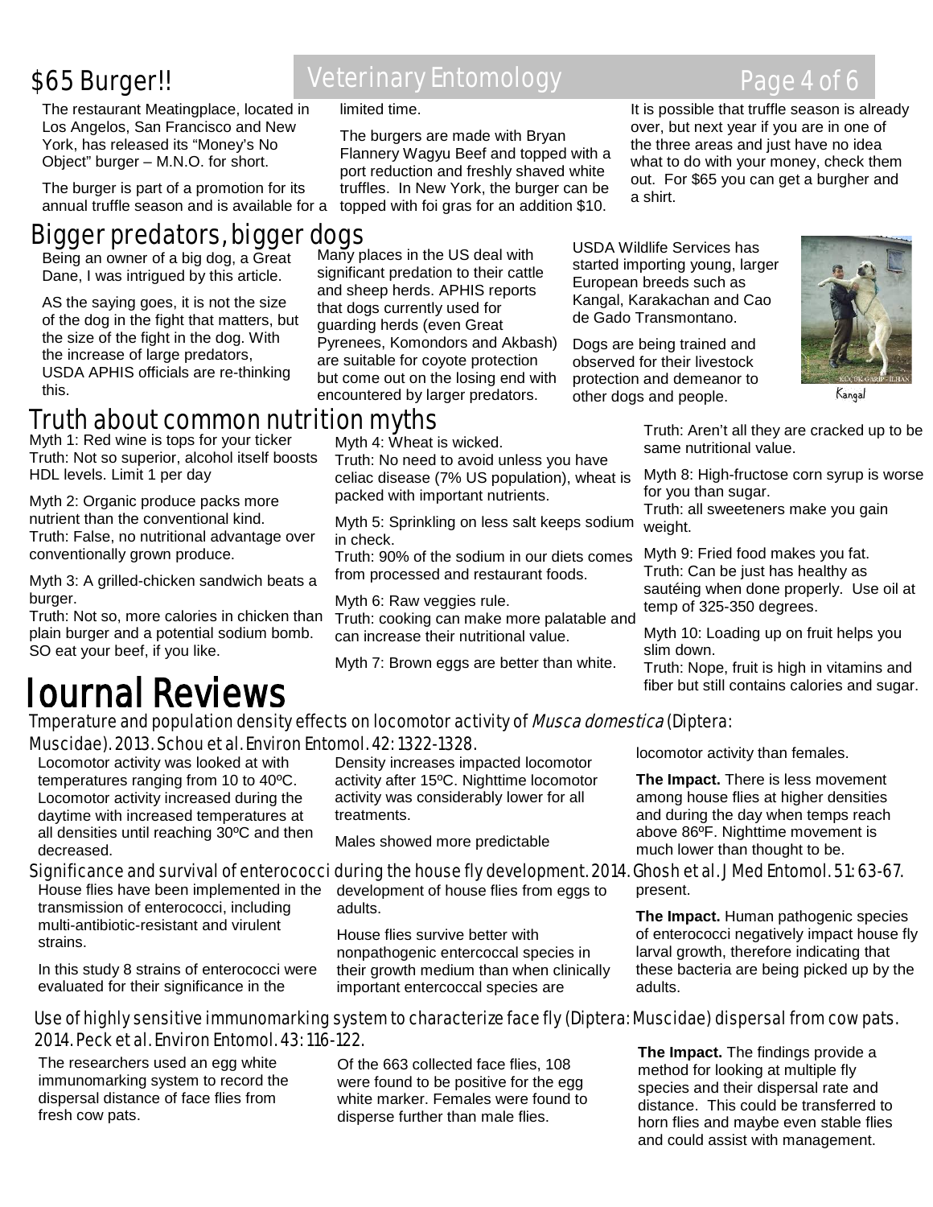## $65 Burger!!

The restaurant Meatingplace, located in Los Angelos, San Francisco and New York, has released its "Money's No Object" burger – M.N.O. for short.

The burger is part of a promotion for its annual truffle season and is available for a limited time.

The burgers are made with Bryan Flannery Wagyu Beef and topped with a port reduction and freshly shaved white truffles. In New York, the burger can be topped with foi gras for an addition $10.

It is possible that truffle season is already over, but next year if you are in one of the three areas and just have no idea what to do with your money, check them out. For $65 you can get a burgher and a shirt.

## Bigger predators, bigger dogs

Being an owner of a big dog, a Great Dane, I was intrigued by this article.

AS the saying goes, it is not the size of the dog in the fight that matters, but the size of the fight in the dog. With the increase of large predators, USDA APHIS officials are re-thinking this.

Many places in the US deal with significant predation to their cattle and sheep herds. APHIS reports that dogs currently used for guarding herds (even Great Pyrenees, Komondors and Akbash) are suitable for coyote protection but come out on the losing end with encountered by larger predators.

USDA Wildlife Services has started importing young, larger European breeds such as Kangal, Karakachan and Cao de Gado Transmontano.

Dogs are being trained and observed for their livestock protection and demeanor to other dogs and people.

Kangal

## Truth about common nutrition myths

Myth 1: Red wine is tops for your ticker
Truth: Not so superior, alcohol itself boosts HDL levels. Limit 1 per day

Myth 2: Organic produce packs more nutrient than the conventional kind.
Truth: False, no nutritional advantage over conventionally grown produce.

Myth 3: A grilled-chicken sandwich beats a burger.
Truth: Not so, more calories in chicken than plain burger and a potential sodium bomb. SO eat your beef, if you like.

Myth 4: Wheat is wicked.
Truth: No need to avoid unless you have celiac disease (7% US population), wheat is packed with important nutrients.

Myth 5: Sprinkling on less salt keeps sodium in check.
Truth: 90% of the sodium in our diets comes from processed and restaurant foods.

Myth 6: Raw veggies rule.
Truth: cooking can make more palatable and can increase their nutritional value.

Myth 7: Brown eggs are better than white.
Truth: Aren't all they are cracked up to be same nutritional value.

Myth 8: High-fructose corn syrup is worse for you than sugar.
Truth: all sweeteners make you gain weight.

Myth 9: Fried food makes you fat.
Truth: Can be just has healthy as sautéing when done properly. Use oil at temp of 325-350 degrees.

Myth 10: Loading up on fruit helps you slim down.
Truth: Nope, fruit is high in vitamins and fiber but still contains calories and sugar.

# Journal Reviews

### Tmperature and population density effects on locomotor activity of *Musca domestica* (Diptera: Muscidae). 2013. Schou et al. Environ Entomol. 42: 1322-1328.

Locomotor activity was looked at with temperatures ranging from 10 to 40ºC. Locomotor activity increased during the daytime with increased temperatures at all densities until reaching 30ºC and then decreased.

Density increases impacted locomotor activity after 15ºC. Nighttime locomotor activity was considerably lower for all treatments.

Males showed more predictable locomotor activity than females.

**The Impact.** There is less movement among house flies at higher densities and during the day when temps reach above 86ºF. Nighttime movement is much lower than thought to be.

### Significance and survival of enterococci during the house fly development. 2014. Ghosh et al. J Med Entomol. 51: 63-67.

House flies have been implemented in the transmission of enterococci, including multi-antibiotic-resistant and virulent strains.

In this study 8 strains of enterococci were evaluated for their significance in the development of house flies from eggs to adults.

House flies survive better with nonpathogenic entercoccal species in their growth medium than when clinically important entercoccal species are present.

**The Impact.** Human pathogenic species of enterococci negatively impact house fly larval growth, therefore indicating that these bacteria are being picked up by the adults.

### Use of highly sensitive immunomarking system to characterize face fly (Diptera: Muscidae) dispersal from cow pats. 2014. Peck et al. Environ Entomol. 43: 116-122.

The researchers used an egg white immunomarking system to record the dispersal distance of face flies from fresh cow pats.

Of the 663 collected face flies, 108 were found to be positive for the egg white marker. Females were found to disperse further than male flies.

**The Impact.** The findings provide a method for looking at multiple fly species and their dispersal rate and distance. This could be transferred to horn flies and maybe even stable flies and could assist with management.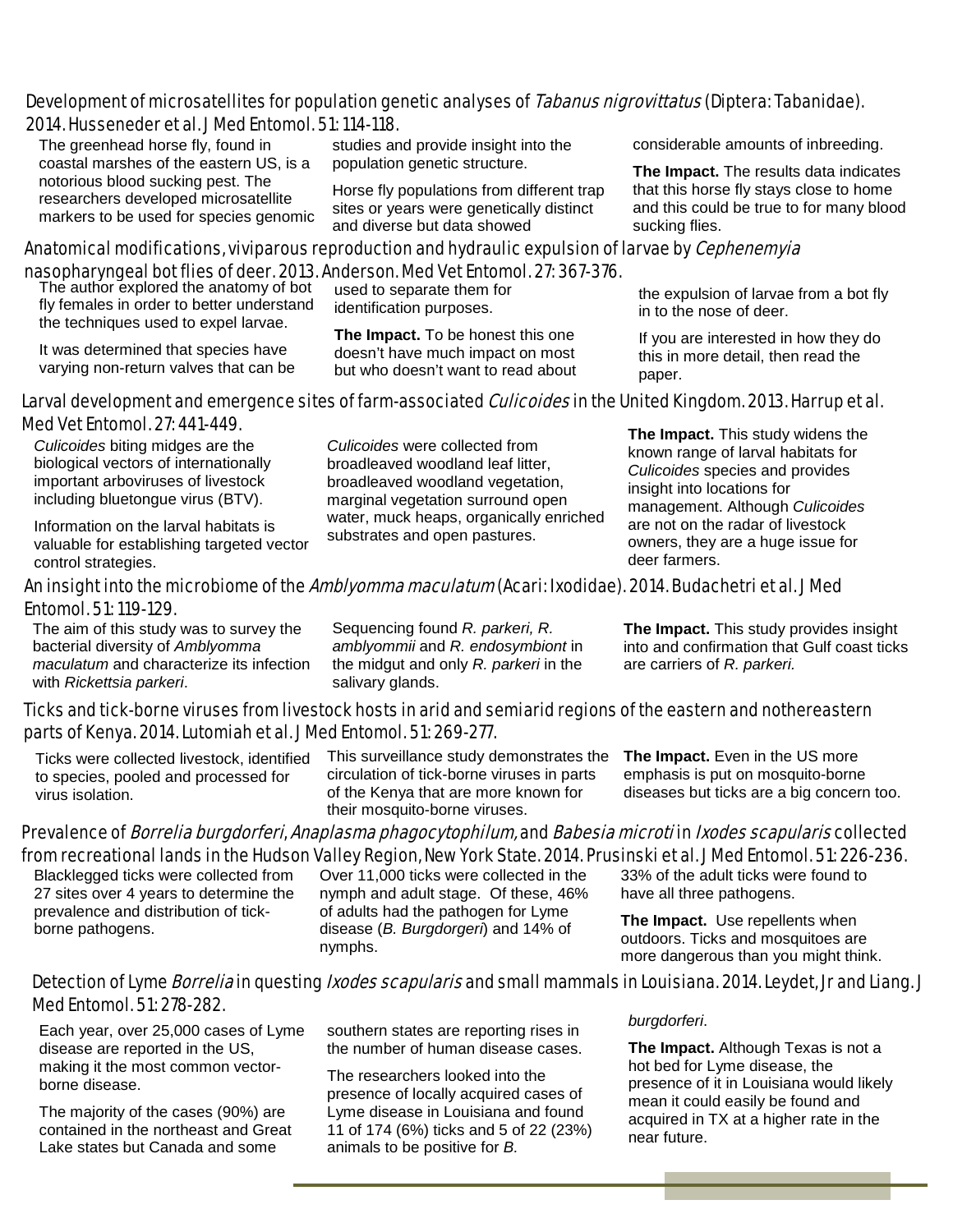### Development of microsatellites for population genetic analyses of *Tabanus nigrovittatus* (Diptera: Tabanidae). 2014. Husseneder et al. J Med Entomol. 51: 114-118.

The greenhead horse fly, found in coastal marshes of the eastern US, is a notorious blood sucking pest. The researchers developed microsatellite markers to be used for species genomic studies and provide insight into the population genetic structure.

Horse fly populations from different trap sites or years were genetically distinct and diverse but data showed considerable amounts of inbreeding.

**The Impact.** The results data indicates that this horse fly stays close to home and this could be true to for many blood sucking flies.

### Anatomical modifications, viviparous reproduction and hydraulic expulsion of larvae by *Cephenemyia* nasopharyngeal bot flies of deer. 2013. Anderson. Med Vet Entomol. 27: 367-376.

The author explored the anatomy of bot fly females in order to better understand the techniques used to expel larvae.

It was determined that species have varying non-return valves that can be used to separate them for identification purposes.

**The Impact.** To be honest this one doesn't have much impact on most but who doesn't want to read about the expulsion of larvae from a bot fly in to the nose of deer.

If you are interested in how they do this in more detail, then read the paper.

### Larval development and emergence sites of farm-associated *Culicoides* in the United Kingdom. 2013. Harrup et al. Med Vet Entomol. 27: 441-449.

*Culicoides* biting midges are the biological vectors of internationally important arboviruses of livestock including bluetongue virus (BTV).

Information on the larval habitats is valuable for establishing targeted vector control strategies.

*Culicoides* were collected from broadleaved woodland leaf litter, broadleaved woodland vegetation, marginal vegetation surround open water, muck heaps, organically enriched substrates and open pastures.

**The Impact.** This study widens the known range of larval habitats for *Culicoides* species and provides insight into locations for management. Although *Culicoides* are not on the radar of livestock owners, they are a huge issue for deer farmers.

### An insight into the microbiome of the *Amblyomma maculatum* (Acari: Ixodidae). 2014. Budachetri et al. J Med Entomol. 51: 119-129.

The aim of this study was to survey the bacterial diversity of *Amblyomma maculatum* and characterize its infection with *Rickettsia parkeri*.

Sequencing found *R. parkeri, R. amblyommii* and *R. endosymbiont* in the midgut and only *R. parkeri* in the salivary glands.

**The Impact.** This study provides insight into and confirmation that Gulf coast ticks are carriers of *R. parkeri.*

### Ticks and tick-borne viruses from livestock hosts in arid and semiarid regions of the eastern and nothereastern parts of Kenya. 2014. Lutomiah et al. J Med Entomol. 51: 269-277.

Ticks were collected livestock, identified to species, pooled and processed for virus isolation.

This surveillance study demonstrates the circulation of tick-borne viruses in parts of the Kenya that are more known for their mosquito-borne viruses.

**The Impact.** Even in the US more emphasis is put on mosquito-borne diseases but ticks are a big concern too.

### Prevalence of *Borrelia burgdorferi*, *Anaplasma phagocytophilum,* and *Babesia microti* in *Ixodes scapularis* collected from recreational lands in the Hudson Valley Region, New York State. 2014. Prusinski et al. J Med Entomol. 51: 226-236.

Blacklegged ticks were collected from 27 sites over 4 years to determine the prevalence and distribution of tick-borne pathogens.

Over 11,000 ticks were collected in the nymph and adult stage. Of these, 46% of adults had the pathogen for Lyme disease (*B. Burgdorgeri*) and 14% of nymphs.

33% of the adult ticks were found to have all three pathogens.

**The Impact.** Use repellents when outdoors. Ticks and mosquitoes are more dangerous than you might think.

### Detection of Lyme *Borrelia* in questing *Ixodes scapularis* and small mammals in Louisiana. 2014. Leydet, Jr and Liang. J Med Entomol. 51: 278-282.

Each year, over 25,000 cases of Lyme disease are reported in the US, making it the most common vector-borne disease.

The majority of the cases (90%) are contained in the northeast and Great Lake states but Canada and some southern states are reporting rises in the number of human disease cases.

The researchers looked into the presence of locally acquired cases of Lyme disease in Louisiana and found 11 of 174 (6%) ticks and 5 of 22 (23%) animals to be positive for *B. burgdorferi*.

**The Impact.** Although Texas is not a hot bed for Lyme disease, the presence of it in Louisiana would likely mean it could easily be found and acquired in TX at a higher rate in the near future.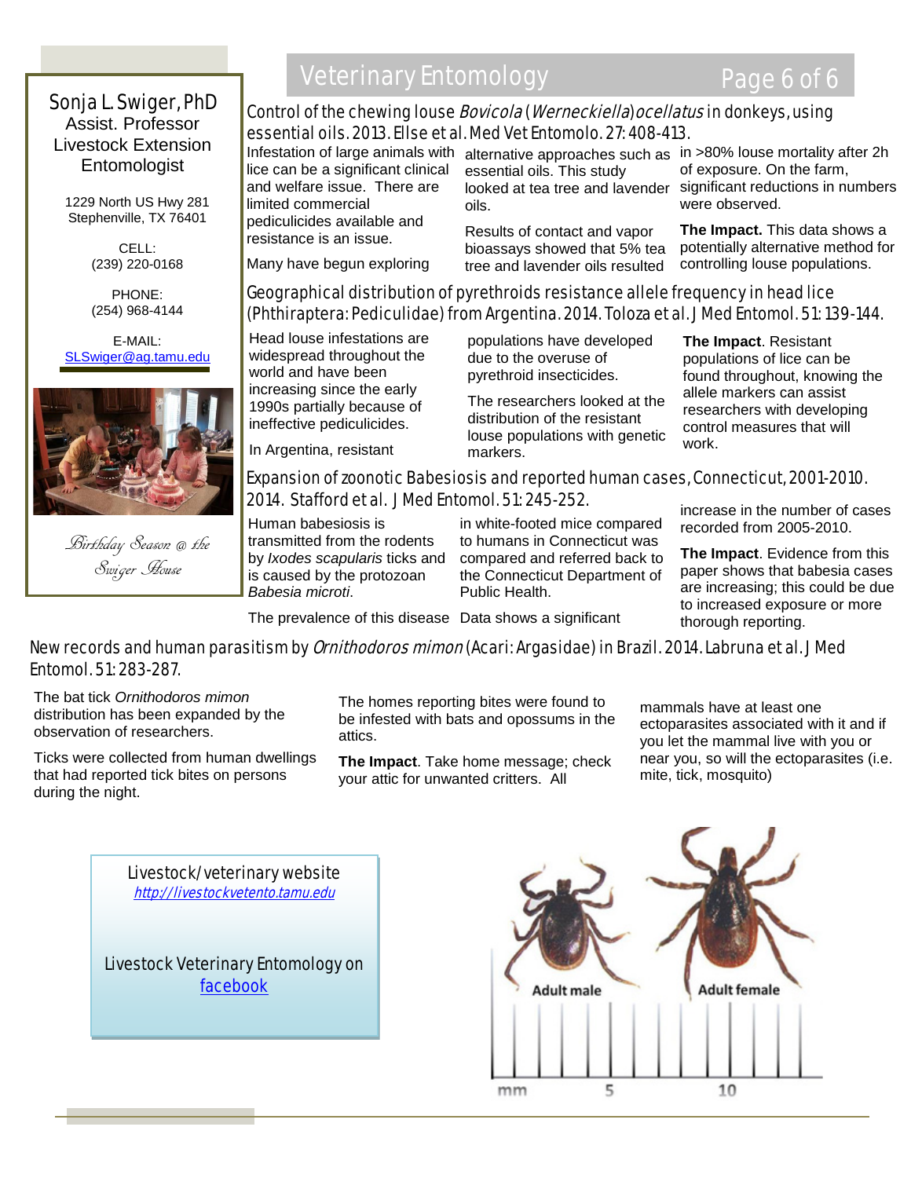Sonja L. Swiger, PhD
Assist. Professor
Livestock Extension
Entomologist

1229 North US Hwy 281
Stephenville, TX 76401

CELL:
(239) 220-0168

PHONE:
(254) 968-4144

E-MAIL:
SLSwiger@ag.tamu.edu

*Birthday Season @ the Swiger House*

# Veterinary Entomology

## Control of the chewing louse *Bovicola* (*Werneckiella*) *ocellatus* in donkeys, using essential oils. 2013. Ellse et al. Med Vet Entomolo. 27: 408-413.

Infestation of large animals with lice can be a significant clinical and welfare issue. There are limited commercial pediculicides available and resistance is an issue.

Many have begun exploring alternative approaches such as essential oils. This study looked at tea tree and lavender oils.

Results of contact and vapor bioassays showed that 5% tea tree and lavender oils resulted in >80% louse mortality after 2h of exposure. On the farm, significant reductions in numbers were observed.

**The Impact.** This data shows a potentially alternative method for controlling louse populations.

## Geographical distribution of pyrethroids resistance allele frequency in head lice (Phthiraptera: Pediculidae) from Argentina. 2014. Toloza et al. J Med Entomol. 51: 139-144.

Head louse infestations are widespread throughout the world and have been increasing since the early 1990s partially because of ineffective pediculicides.

In Argentina, resistant populations have developed due to the overuse of pyrethroid insecticides.

The researchers looked at the distribution of the resistant louse populations with genetic markers.

**The Impact**. Resistant populations of lice can be found throughout, knowing the allele markers can assist researchers with developing control measures that will work.

## Expansion of zoonotic Babesiosis and reported human cases, Connecticut, 2001-2010. 2014. Stafford et al. J Med Entomol. 51: 245-252.

Human babesiosis is transmitted from the rodents by *Ixodes scapularis* ticks and is caused by the protozoan *Babesia microti*.

The prevalence of this disease in white-footed mice compared to humans in Connecticut was compared and referred back to the Connecticut Department of Public Health.

Data shows a significant increase in the number of cases recorded from 2005-2010.

**The Impact**. Evidence from this paper shows that babesia cases are increasing; this could be due to increased exposure or more thorough reporting.

## New records and human parasitism by *Ornithodoros mimon* (Acari: Argasidae) in Brazil. 2014. Labruna et al. J Med Entomol. 51: 283-287.

The bat tick *Ornithodoros mimon* distribution has been expanded by the observation of researchers.

Ticks were collected from human dwellings that had reported tick bites on persons during the night.

The homes reporting bites were found to be infested with bats and opossums in the attics.

**The Impact**. Take home message; check your attic for unwanted critters. All mammals have at least one ectoparasites associated with it and if you let the mammal live with you or near you, so will the ectoparasites (i.e. mite, tick, mosquito)

Livestock/veterinary website
http://livestockvetento.tamu.edu

Livestock Veterinary Entomology on facebook

Adult male
Adult female
mm 5 10